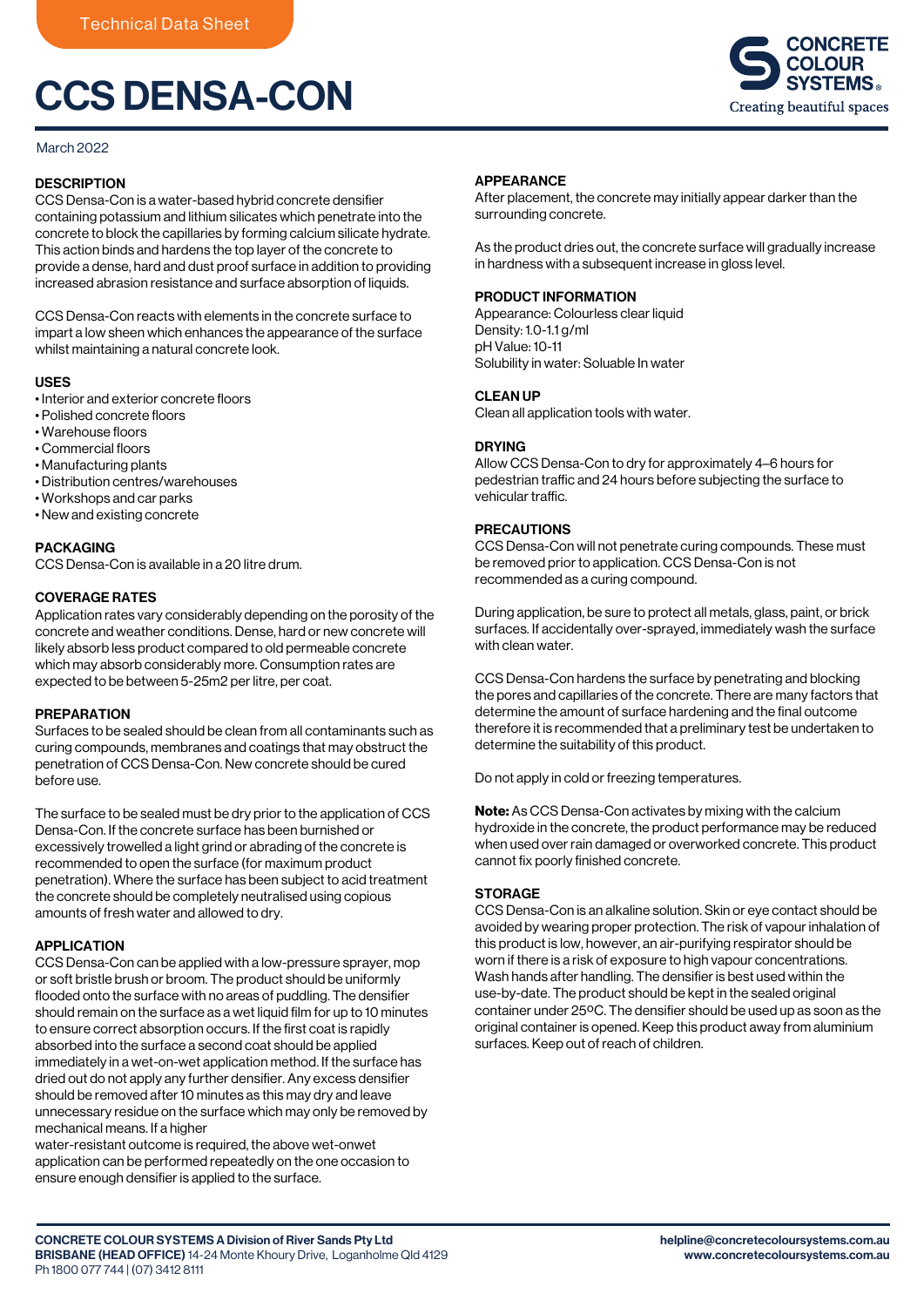Technical Data Sheet

# CCS DENSA-CON

March 2022

## DESCRIPTION

CCS Densa-Con is a water-based hybrid concrete densifier containing potassium and lithium silicates which penetrate into the concrete to block the capillaries by forming calcium silicate hydrate. This action binds and hardens the top layer of the concrete to provide a dense, hard and dust proof surface in addition to providing increased abrasion resistance and surface absorption of liquids.

CCS Densa-Con reacts with elements in the concrete surface to impart a low sheen which enhances the appearance of the surface whilst maintaining a natural concrete look.

## USES

- Interior and exterior concrete floors
- Polished concrete floors
- Warehouse floors
- Commercial floors
- Manufacturing plants
- Distribution centres/warehouses
- Workshops and car parks
- New and existing concrete

## PACKAGING

CCS Densa-Con is available in a 20 litre drum.

## COVERAGE RATES

Application rates vary considerably depending on the porosity of the concrete and weather conditions. Dense, hard or new concrete will likely absorb less product compared to old permeable concrete which may absorb considerably more. Consumption rates are expected to be between 5-25m2 per litre, per coat.

## PREPARATION

Surfaces to be sealed should be clean from all contaminants such as curing compounds, membranes and coatings that may obstruct the penetration of CCS Densa-Con. New concrete should be cured before use.

The surface to be sealed must be dry prior to the application of CCS Densa-Con. If the concrete surface has been burnished or excessively trowelled a light grind or abrading of the concrete is recommended to open the surface (for maximum product penetration). Where the surface has been subject to acid treatment the concrete should be completely neutralised using copious amounts of fresh water and allowed to dry.

## APPLICATION

CCS Densa-Con can be applied with a low-pressure sprayer, mop or soft bristle brush or broom. The product should be uniformly flooded onto the surface with no areas of puddling. The densifier should remain on the surface as a wet liquid film for up to 10 minutes to ensure correct absorption occurs. If the first coat is rapidly absorbed into the surface a second coat should be applied immediately in a wet-on-wet application method. If the surface has dried out do not apply any further densifier. Any excess densifier should be removed after 10 minutes as this may dry and leave unnecessary residue on the surface which may only be removed by mechanical means. If a higher water-resistant outcome is required, the above wet-onwet application can be performed repeatedly on the one occasion to ensure enough densifier is applied to the surface.

## APPEARANCE

After placement, the concrete may initially appear darker than the surrounding concrete.

As the product dries out, the concrete surface will gradually increase in hardness with a subsequent increase in gloss level.

## PRODUCT INFORMATION

Appearance: Colourless clear liquid
Density: 1.0-1.1 g/ml
pH Value: 10-11
Solubility in water: Soluable In water

## CLEAN UP

Clean all application tools with water.

## DRYING

Allow CCS Densa-Con to dry for approximately 4–6 hours for pedestrian traffic and 24 hours before subjecting the surface to vehicular traffic.

## PRECAUTIONS

CCS Densa-Con will not penetrate curing compounds. These must be removed prior to application. CCS Densa-Con is not recommended as a curing compound.

During application, be sure to protect all metals, glass, paint, or brick surfaces. If accidentally over-sprayed, immediately wash the surface with clean water.

CCS Densa-Con hardens the surface by penetrating and blocking the pores and capillaries of the concrete. There are many factors that determine the amount of surface hardening and the final outcome therefore it is recommended that a preliminary test be undertaken to determine the suitability of this product.

Do not apply in cold or freezing temperatures.

**Note:** As CCS Densa-Con activates by mixing with the calcium hydroxide in the concrete, the product performance may be reduced when used over rain damaged or overworked concrete. This product cannot fix poorly finished concrete.

## STORAGE

CCS Densa-Con is an alkaline solution. Skin or eye contact should be avoided by wearing proper protection. The risk of vapour inhalation of this product is low, however, an air-purifying respirator should be worn if there is a risk of exposure to high vapour concentrations. Wash hands after handling. The densifier is best used within the use-by-date. The product should be kept in the sealed original container under 25ºC. The densifier should be used up as soon as the original container is opened. Keep this product away from aluminium surfaces. Keep out of reach of children.

**CONCRETE COLOUR SYSTEMS A Division of River Sands Pty Ltd**
**BRISBANE (HEAD OFFICE)** 14-24 Monte Khoury Drive, Loganholme Qld 4129
Ph 1800 077 744 | (07) 3412 8111

**helpline@concretecoloursystems.com.au**
**www.concretecoloursystems.com.au**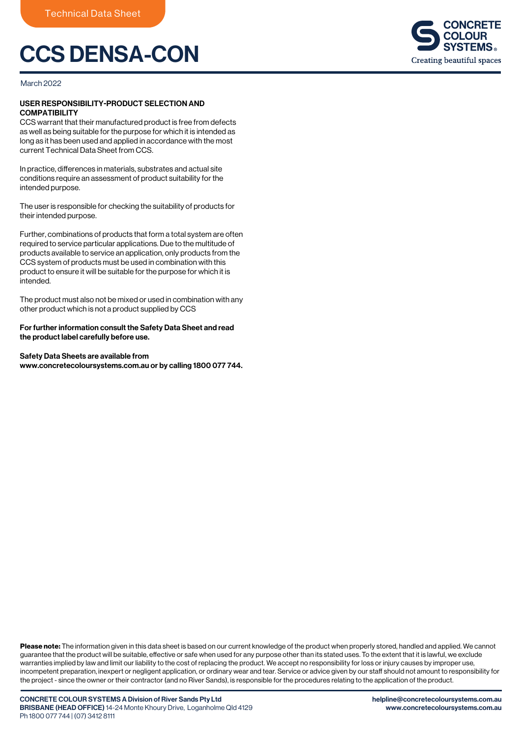# CCS DENSA-CON

March 2022

**USER RESPONSIBILITY-PRODUCT SELECTION AND COMPATIBILITY**

CCS warrant that their manufactured product is free from defects as well as being suitable for the purpose for which it is intended as long as it has been used and applied in accordance with the most current Technical Data Sheet from CCS.

In practice, differences in materials, substrates and actual site conditions require an assessment of product suitability for the intended purpose.

The user is responsible for checking the suitability of products for their intended purpose.

Further, combinations of products that form a total system are often required to service particular applications. Due to the multitude of products available to service an application, only products from the CCS system of products must be used in combination with this product to ensure it will be suitable for the purpose for which it is intended.

The product must also not be mixed or used in combination with any other product which is not a product supplied by CCS

**For further information consult the Safety Data Sheet and read the product label carefully before use.**

**Safety Data Sheets are available from www.concretecoloursystems.com.au or by calling 1800 077 744.**

**Please note:** The information given in this data sheet is based on our current knowledge of the product when properly stored, handled and applied. We cannot guarantee that the product will be suitable, effective or safe when used for any purpose other than its stated uses. To the extent that it is lawful, we exclude warranties implied by law and limit our liability to the cost of replacing the product. We accept no responsibility for loss or injury causes by improper use, incompetent preparation, inexpert or negligent application, or ordinary wear and tear. Service or advice given by our staff should not amount to responsibility for the project - since the owner or their contractor (and no River Sands), is responsible for the procedures relating to the application of the product.

**CONCRETE COLOUR SYSTEMS A Division of River Sands Pty Ltd**
**BRISBANE (HEAD OFFICE)** 14-24 Monte Khoury Drive, Loganholme Qld 4129
Ph 1800 077 744 | (07) 3412 8111

**helpline@concretecoloursystems.com.au**
**www.concretecoloursystems.com.au**